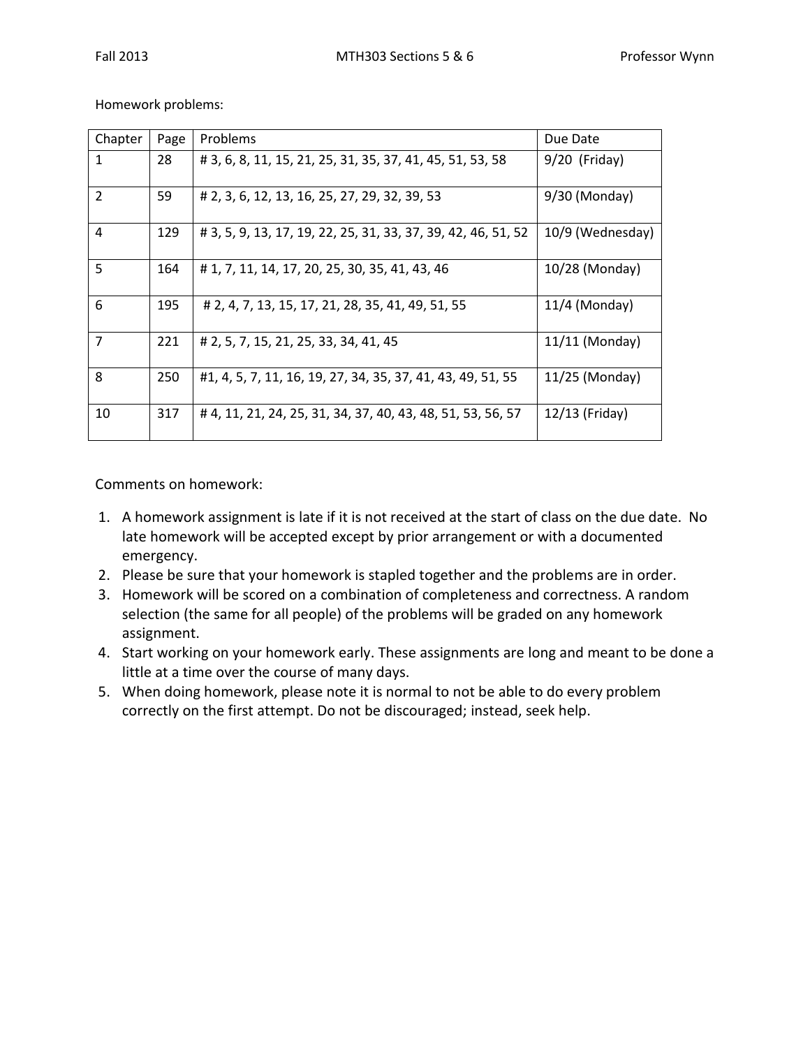Fall 2013 MTH303 Sections 5 & 6 Professor Wynn

Homework problems:

| Chapter | Page | Problems | Due Date |
|---|---|---|---|
| 1 | 28 | # 3, 6, 8, 11, 15, 21, 25, 31, 35, 37, 41, 45, 51, 53, 58 | 9/20 (Friday) |
| 2 | 59 | # 2, 3, 6, 12, 13, 16, 25, 27, 29, 32, 39, 53 | 9/30 (Monday) |
| 4 | 129 | # 3, 5, 9, 13, 17, 19, 22, 25, 31, 33, 37, 39, 42, 46, 51, 52 | 10/9 (Wednesday) |
| 5 | 164 | # 1, 7, 11, 14, 17, 20, 25, 30, 35, 41, 43, 46 | 10/28 (Monday) |
| 6 | 195 | # 2, 4, 7, 13, 15, 17, 21, 28, 35, 41, 49, 51, 55 | 11/4 (Monday) |
| 7 | 221 | # 2, 5, 7, 15, 21, 25, 33, 34, 41, 45 | 11/11 (Monday) |
| 8 | 250 | #1, 4, 5, 7, 11, 16, 19, 27, 34, 35, 37, 41, 43, 49, 51, 55 | 11/25 (Monday) |
| 10 | 317 | # 4, 11, 21, 24, 25, 31, 34, 37, 40, 43, 48, 51, 53, 56, 57 | 12/13 (Friday) |

Comments on homework:

1. A homework assignment is late if it is not received at the start of class on the due date. No late homework will be accepted except by prior arrangement or with a documented emergency.
2. Please be sure that your homework is stapled together and the problems are in order.
3. Homework will be scored on a combination of completeness and correctness. A random selection (the same for all people) of the problems will be graded on any homework assignment.
4. Start working on your homework early. These assignments are long and meant to be done a little at a time over the course of many days.
5. When doing homework, please note it is normal to not be able to do every problem correctly on the first attempt. Do not be discouraged; instead, seek help.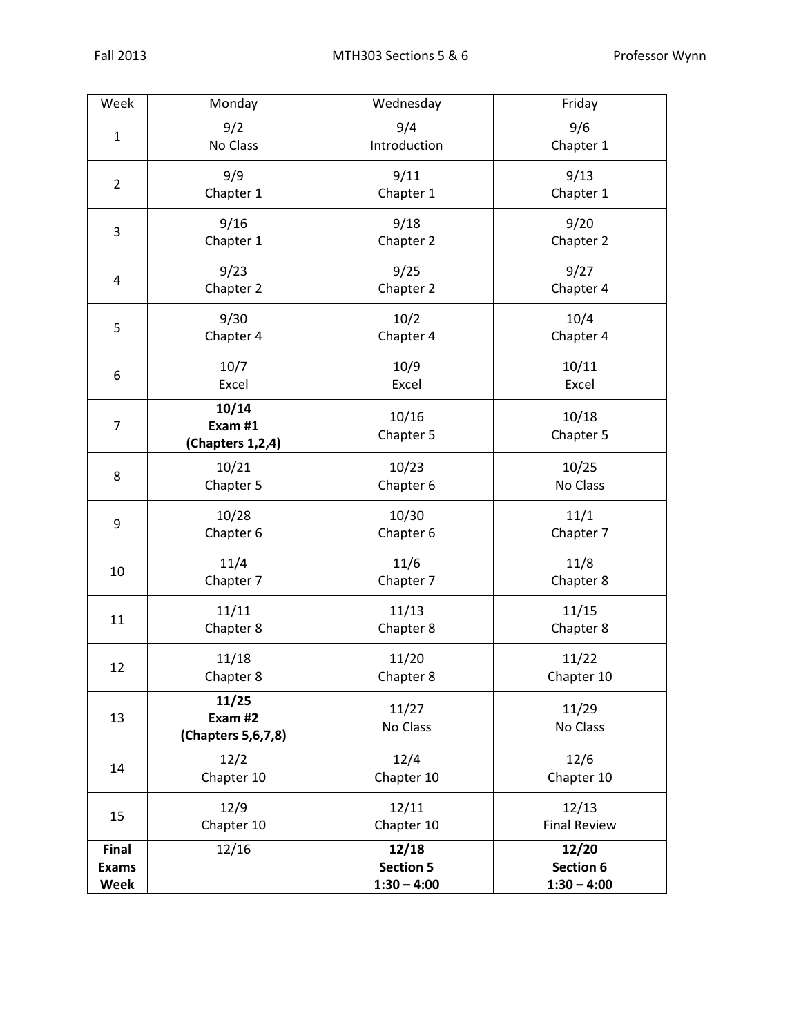Fall 2013 MTH303 Sections 5 & 6 Professor Wynn

| Week | Monday | Wednesday | Friday |
|---|---|---|---|
| 1 | 9/2 No Class | 9/4 Introduction | 9/6 Chapter 1 |
| 2 | 9/9 Chapter 1 | 9/11 Chapter 1 | 9/13 Chapter 1 |
| 3 | 9/16 Chapter 1 | 9/18 Chapter 2 | 9/20 Chapter 2 |
| 4 | 9/23 Chapter 2 | 9/25 Chapter 2 | 9/27 Chapter 4 |
| 5 | 9/30 Chapter 4 | 10/2 Chapter 4 | 10/4 Chapter 4 |
| 6 | 10/7 Excel | 10/9 Excel | 10/11 Excel |
| 7 | **10/14 Exam #1 (Chapters 1,2,4)** | 10/16 Chapter 5 | 10/18 Chapter 5 |
| 8 | 10/21 Chapter 5 | 10/23 Chapter 6 | 10/25 No Class |
| 9 | 10/28 Chapter 6 | 10/30 Chapter 6 | 11/1 Chapter 7 |
| 10 | 11/4 Chapter 7 | 11/6 Chapter 7 | 11/8 Chapter 8 |
| 11 | 11/11 Chapter 8 | 11/13 Chapter 8 | 11/15 Chapter 8 |
| 12 | 11/18 Chapter 8 | 11/20 Chapter 8 | 11/22 Chapter 10 |
| 13 | **11/25 Exam #2 (Chapters 5,6,7,8)** | 11/27 No Class | 11/29 No Class |
| 14 | 12/2 Chapter 10 | 12/4 Chapter 10 | 12/6 Chapter 10 |
| 15 | 12/9 Chapter 10 | 12/11 Chapter 10 | 12/13 Final Review |
| **Final Exams Week** | 12/16 | **12/18 Section 5 1:30 – 4:00** | **12/20 Section 6 1:30 – 4:00** |